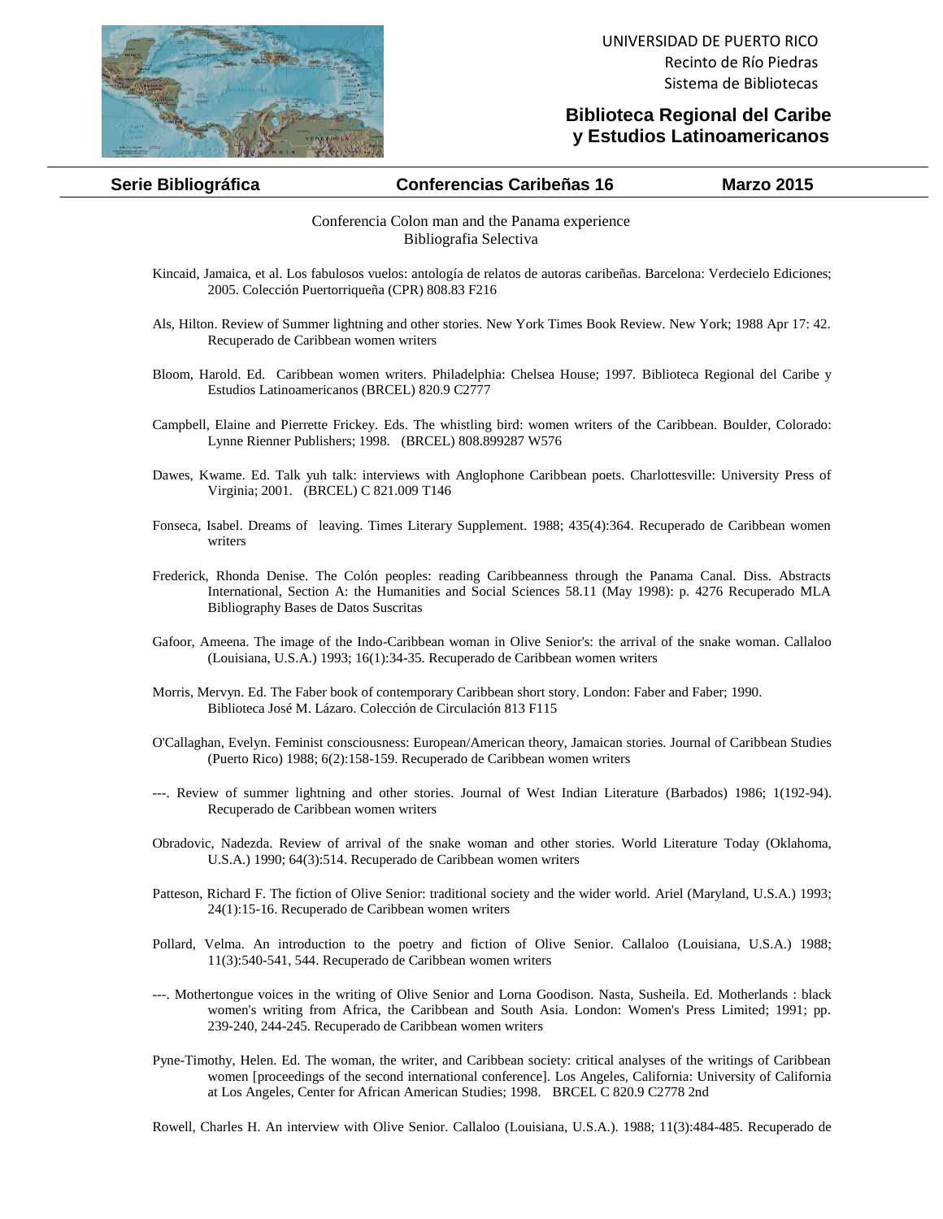UNIVERSIDAD DE PUERTO RICO
Recinto de Río Piedras
Sistema de Bibliotecas

## Biblioteca Regional del Caribe y Estudios Latinoamericanos

**Serie Bibliográfica** | **Conferencias Caribeñas 16** | **Marzo 2015**

Conferencia Colon man and the Panama experience
Bibliografia Selectiva

Kincaid, Jamaica, et al. Los fabulosos vuelos: antología de relatos de autoras caribeñas. Barcelona: Verdecielo Ediciones; 2005. Colección Puertorriqueña (CPR) 808.83 F216

Als, Hilton. Review of Summer lightning and other stories. New York Times Book Review. New York; 1988 Apr 17: 42. Recuperado de Caribbean women writers

Bloom, Harold. Ed. Caribbean women writers. Philadelphia: Chelsea House; 1997. Biblioteca Regional del Caribe y Estudios Latinoamericanos (BRCEL) 820.9 C2777

Campbell, Elaine and Pierrette Frickey. Eds. The whistling bird: women writers of the Caribbean. Boulder, Colorado: Lynne Rienner Publishers; 1998. (BRCEL) 808.899287 W576

Dawes, Kwame. Ed. Talk yuh talk: interviews with Anglophone Caribbean poets. Charlottesville: University Press of Virginia; 2001. (BRCEL) C 821.009 T146

Fonseca, Isabel. Dreams of leaving. Times Literary Supplement. 1988; 435(4):364. Recuperado de Caribbean women writers

Frederick, Rhonda Denise. The Colón peoples: reading Caribbeanness through the Panama Canal. Diss. Abstracts International, Section A: the Humanities and Social Sciences 58.11 (May 1998): p. 4276 Recuperado MLA Bibliography Bases de Datos Suscritas

Gafoor, Ameena. The image of the Indo-Caribbean woman in Olive Senior's: the arrival of the snake woman. Callaloo (Louisiana, U.S.A.) 1993; 16(1):34-35. Recuperado de Caribbean women writers

Morris, Mervyn. Ed. The Faber book of contemporary Caribbean short story. London: Faber and Faber; 1990. Biblioteca José M. Lázaro. Colección de Circulación 813 F115

O'Callaghan, Evelyn. Feminist consciousness: European/American theory, Jamaican stories. Journal of Caribbean Studies (Puerto Rico) 1988; 6(2):158-159. Recuperado de Caribbean women writers

---. Review of summer lightning and other stories. Journal of West Indian Literature (Barbados) 1986; 1(192-94). Recuperado de Caribbean women writers

Obradovic, Nadezda. Review of arrival of the snake woman and other stories. World Literature Today (Oklahoma, U.S.A.) 1990; 64(3):514. Recuperado de Caribbean women writers

Patteson, Richard F. The fiction of Olive Senior: traditional society and the wider world. Ariel (Maryland, U.S.A.) 1993; 24(1):15-16. Recuperado de Caribbean women writers

Pollard, Velma. An introduction to the poetry and fiction of Olive Senior. Callaloo (Louisiana, U.S.A.) 1988; 11(3):540-541, 544. Recuperado de Caribbean women writers

---. Mothertongue voices in the writing of Olive Senior and Lorna Goodison. Nasta, Susheila. Ed. Motherlands : black women's writing from Africa, the Caribbean and South Asia. London: Women's Press Limited; 1991; pp. 239-240, 244-245. Recuperado de Caribbean women writers

Pyne-Timothy, Helen. Ed. The woman, the writer, and Caribbean society: critical analyses of the writings of Caribbean women [proceedings of the second international conference]. Los Angeles, California: University of California at Los Angeles, Center for African American Studies; 1998. BRCEL C 820.9 C2778 2nd

Rowell, Charles H. An interview with Olive Senior. Callaloo (Louisiana, U.S.A.). 1988; 11(3):484-485. Recuperado de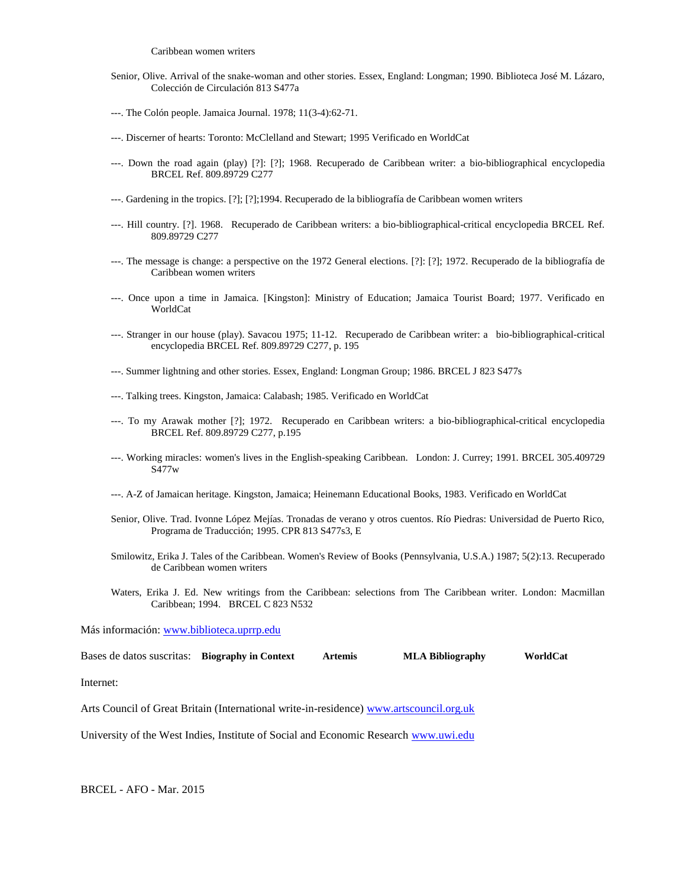Caribbean women writers

Senior, Olive. Arrival of the snake-woman and other stories. Essex, England: Longman; 1990. Biblioteca José M. Lázaro, Colección de Circulación 813 S477a

---. The Colón people. Jamaica Journal. 1978; 11(3-4):62-71.

---. Discerner of hearts: Toronto: McClelland and Stewart; 1995 Verificado en WorldCat

---. Down the road again (play) [?]: [?]; 1968. Recuperado de Caribbean writer: a bio-bibliographical encyclopedia BRCEL Ref. 809.89729 C277

---. Gardening in the tropics. [?]; [?];1994. Recuperado de la bibliografía de Caribbean women writers

---. Hill country. [?]. 1968. Recuperado de Caribbean writers: a bio-bibliographical-critical encyclopedia BRCEL Ref. 809.89729 C277

---. The message is change: a perspective on the 1972 General elections. [?]: [?]; 1972. Recuperado de la bibliografía de Caribbean women writers

---. Once upon a time in Jamaica. [Kingston]: Ministry of Education; Jamaica Tourist Board; 1977. Verificado en WorldCat

---. Stranger in our house (play). Savacou 1975; 11-12. Recuperado de Caribbean writer: a bio-bibliographical-critical encyclopedia BRCEL Ref. 809.89729 C277, p. 195

---. Summer lightning and other stories. Essex, England: Longman Group; 1986. BRCEL J 823 S477s

---. Talking trees. Kingston, Jamaica: Calabash; 1985. Verificado en WorldCat

---. To my Arawak mother [?]; 1972. Recuperado en Caribbean writers: a bio-bibliographical-critical encyclopedia BRCEL Ref. 809.89729 C277, p.195

---. Working miracles: women's lives in the English-speaking Caribbean. London: J. Currey; 1991. BRCEL 305.409729 S477w

---. A-Z of Jamaican heritage. Kingston, Jamaica; Heinemann Educational Books, 1983. Verificado en WorldCat

Senior, Olive. Trad. Ivonne López Mejías. Tronadas de verano y otros cuentos. Río Piedras: Universidad de Puerto Rico, Programa de Traducción; 1995. CPR 813 S477s3, E

Smilowitz, Erika J. Tales of the Caribbean. Women's Review of Books (Pennsylvania, U.S.A.) 1987; 5(2):13. Recuperado de Caribbean women writers

Waters, Erika J. Ed. New writings from the Caribbean: selections from The Caribbean writer. London: Macmillan Caribbean; 1994. BRCEL C 823 N532

Más información: www.biblioteca.uprrp.edu

Bases de datos suscritas: **Biography in Context** **Artemis** **MLA Bibliography** **WorldCat**

Internet:

Arts Council of Great Britain (International write-in-residence) www.artscouncil.org.uk

University of the West Indies, Institute of Social and Economic Research www.uwi.edu

BRCEL - AFO - Mar. 2015